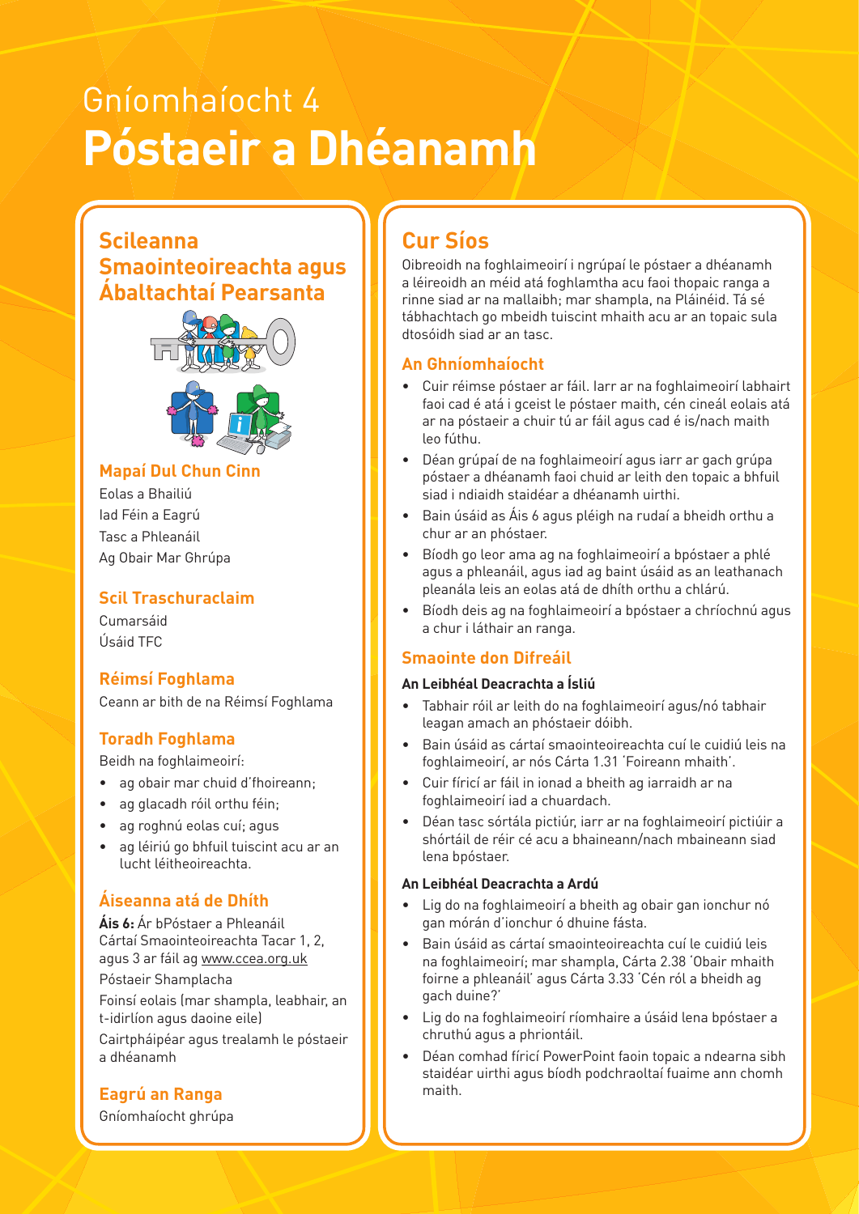# Gníomhaíocht 4
# Póstaeir a Dhéanamh

## Scileanna Smaointeoireachta agus Ábaltachtaí Pearsanta

### Mapaí Dul Chun Cinn

Eolas a Bhailiú
Iad Féin a Eagrú
Tasc a Phleanáil
Ag Obair Mar Ghrúpa

### Scil Traschuraclaim

Cumarsáid
Úsáid TFC

### Réimsí Foghlama

Ceann ar bith de na Réimsí Foghlama

### Toradh Foghlama

Beidh na foghlaimeoirí:

- ag obair mar chuid d'fhoireann;
- ag glacadh róil orthu féin;
- ag roghnú eolas cuí; agus
- ag léiriú go bhfuil tuiscint acu ar an lucht léitheoireachta.

### Áiseanna atá de Dhíth

**Áis 6:** Ár bPóstaer a Phleanáil
Cártaí Smaointeoireachta Tacar 1, 2, agus 3 ar fáil ag www.ccea.org.uk
Póstaeir Shamplacha
Foinsí eolais (mar shampla, leabhair, an t-idirlíon agus daoine eile)
Cairtpháipéar agus trealamh le póstaeir a dhéanamh

### Eagrú an Ranga

Gníomhaíocht ghrúpa

## Cur Síos

Oibreoidh na foghlaimeoirí i ngrúpaí le póstaer a dhéanamh a léireoidh an méid atá foghlamtha acu faoi thopaic ranga a rinne siad ar na mallaibh; mar shampla, na Pláinéid. Tá sé tábhachtach go mbeidh tuiscint mhaith acu ar an topaic sula dtosóidh siad ar an tasc.

### An Ghníomhaíocht

- Cuir réimse póstaer ar fáil. Iarr ar na foghlaimeoirí labhairt faoi cad é atá i gceist le póstaer maith, cén cineál eolais atá ar na póstaeir a chuir tú ar fáil agus cad é is/nach maith leo fúthu.
- Déan grúpaí de na foghlaimeoirí agus iarr ar gach grúpa póstaer a dhéanamh faoi chuid ar leith den topaic a bhfuil siad i ndiaidh staidéar a dhéanamh uirthi.
- Bain úsáid as Áis 6 agus pléigh na rudaí a bheidh orthu a chur ar an phóstaer.
- Bíodh go leor ama ag na foghlaimeoirí a bpóstaer a phlé agus a phleanáil, agus iad ag baint úsáid as an leathanach pleanála leis an eolas atá de dhíth orthu a chlárú.
- Bíodh deis ag na foghlaimeoirí a bpóstaer a chríochnú agus a chur i láthair an ranga.

### Smaointe don Difreáil

#### An Leibhéal Deacrachta a Ísliú

- Tabhair róil ar leith do na foghlaimeoirí agus/nó tabhair leagan amach an phóstaeir dóibh.
- Bain úsáid as cártaí smaointeoireachta cuí le cuidiú leis na foghlaimeoirí, ar nós Cárta 1.31 'Foireann mhaith'.
- Cuir fíricí ar fáil in ionad a bheith ag iarraidh ar na foghlaimeoirí iad a chuardach.
- Déan tasc sórtála pictiúr, iarr ar na foghlaimeoirí pictiúir a shórtáil de réir cé acu a bhaineann/nach mbaineann siad lena bpóstaer.

#### An Leibhéal Deacrachta a Ardú

- Lig do na foghlaimeoirí a bheith ag obair gan ionchur nó gan mórán d'ionchur ó dhuine fásta.
- Bain úsáid as cártaí smaointeoireachta cuí le cuidiú leis na foghlaimeoirí; mar shampla, Cárta 2.38 'Obair mhaith foirne a phleanáil' agus Cárta 3.33 'Cén ról a bheidh ag gach duine?'
- Lig do na foghlaimeoirí ríomhaire a úsáid lena bpóstaer a chruthú agus a phriontáil.
- Déan comhad fíricí PowerPoint faoin topaic a ndearna sibh staidéar uirthi agus bíodh podchraoltaí fuaime ann chomh maith.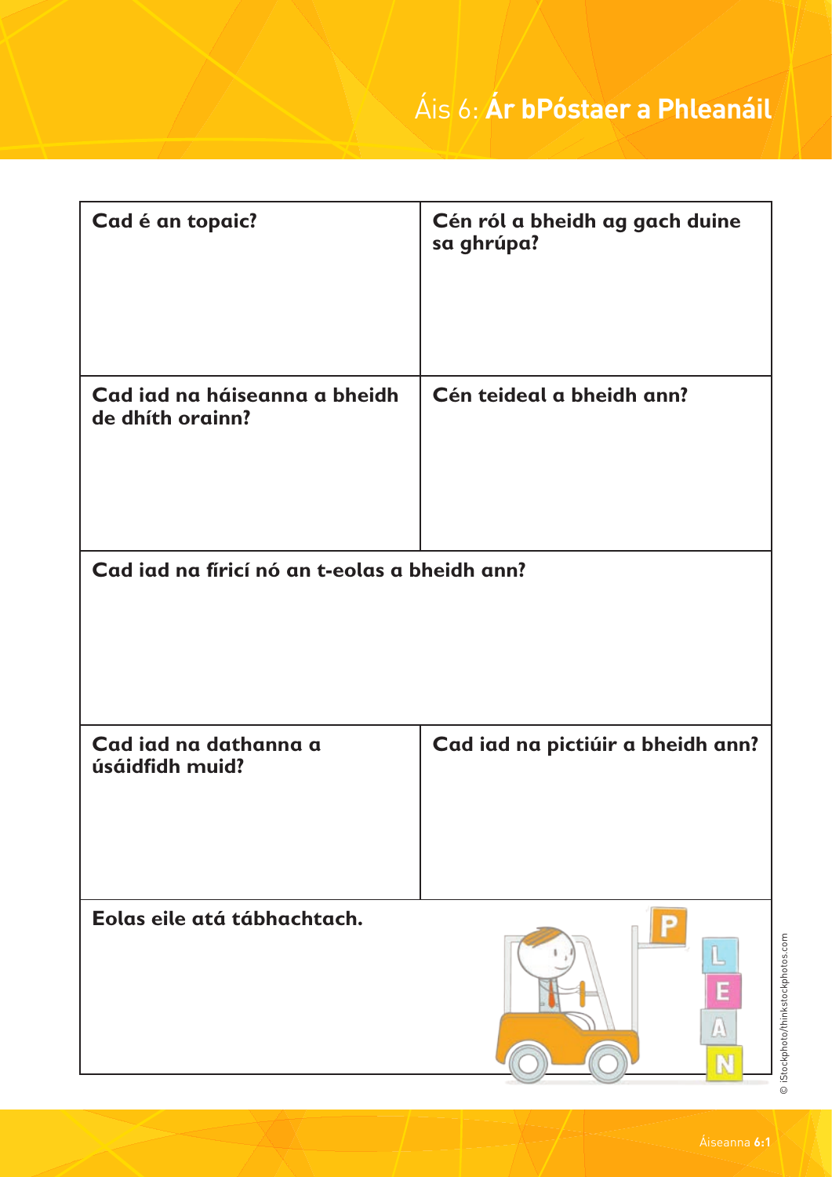# Áis 6: **Ár bPóstaer a Phleanáil**

| | |
|---|---|
| **Cad é an topaic?** | **Cén ról a bheidh ag gach duine sa ghrúpa?** |
| **Cad iad na háiseanna a bheidh de dhíth orainn?** | **Cén teideal a bheidh ann?** |
| **Cad iad na fíricí nó an t-eolas a bheidh ann?** | |
| **Cad iad na dathanna a úsáidfidh muid?** | **Cad iad na pictiúir a bheidh ann?** |
| **Eolas eile atá tábhachtach.** | |

© iStockphoto/thinkstockphotos.com